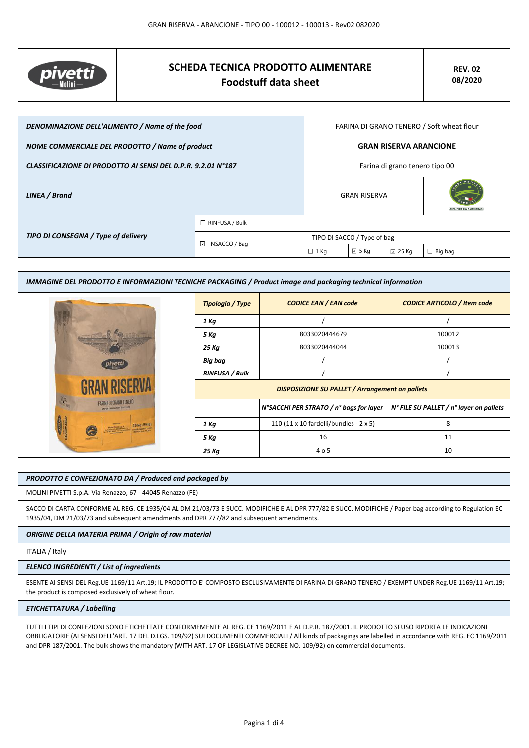# SCHEDA TECNICA PRODOTTO ALIMENTARE
## Foodstuff data sheet

**REV. 02**
**08/2020**

| DENOMINAZIONE DELL'ALIMENTO / Name of the food | FARINA DI GRANO TENERO / Soft wheat flour |
|---|---|
| NOME COMMERCIALE DEL PRODOTTO / Name of product | **GRAN RISERVA ARANCIONE** |
| CLASSIFICAZIONE DI PRODOTTO AI SENSI DEL D.P.R. 9.2.01 N°187 | Farina di grano tenero tipo 00 |
| LINEA / Brand | GRAN RISERVA |

| TIPO DI CONSEGNA / Type of delivery | | | | | |
|---|---|---|---|---|---|
| | ☐ RINFUSA / Bulk | | | | |
| | ☑ INSACCO / Bag | TIPO DI SACCO / Type of bag | | | |
| | | ☐ 1 Kg | ☑ 5 Kg | ☑ 25 Kg | ☐ Big bag |

### IMMAGINE DEL PRODOTTO E INFORMAZIONI TECNICHE PACKAGING / Product image and packaging technical information

| Tipologia / Type | CODICE EAN / EAN code | CODICE ARTICOLO / Item code |
|---|---|---|
| 1 Kg | / | / |
| 5 Kg | 8033020444679 | 100012 |
| 25 Kg | 8033020444044 | 100013 |
| Big bag | / | / |
| RINFUSA / Bulk | / | / |

**DISPOSIZIONE SU PALLET / Arrangement on pallets**

| | N°SACCHI PER STRATO / n° bags for layer | N° FILE SU PALLET / n° layer on pallets |
|---|---|---|
| 1 Kg | 110 (11 x 10 fardelli/bundles - 2 x 5) | 8 |
| 5 Kg | 16 | 11 |
| 25 Kg | 4 o 5 | 10 |

### PRODOTTO E CONFEZIONATO DA / Produced and packaged by

MOLINI PIVETTI S.p.A. Via Renazzo, 67 - 44045 Renazzo (FE)

SACCO DI CARTA CONFORME AL REG. CE 1935/04 AL DM 21/03/73 E SUCC. MODIFICHE E AL DPR 777/82 E SUCC. MODIFICHE / Paper bag according to Regulation EC 1935/04, DM 21/03/73 and subsequent amendments and DPR 777/82 and subsequent amendments.

### ORIGINE DELLA MATERIA PRIMA / Origin of raw material

ITALIA / Italy

### ELENCO INGREDIENTI / List of ingredients

ESENTE AI SENSI DEL Reg.UE 1169/11 Art.19; IL PRODOTTO E' COMPOSTO ESCLUSIVAMENTE DI FARINA DI GRANO TENERO / EXEMPT UNDER Reg.UE 1169/11 Art.19; the product is composed exclusively of wheat flour.

### ETICHETTATURA / Labelling

TUTTI I TIPI DI CONFEZIONI SONO ETICHETTATE CONFORMEMENTE AL REG. CE 1169/2011 E AL D.P.R. 187/2001. IL PRODOTTO SFUSO RIPORTA LE INDICAZIONI OBBLIGATORIE (AI SENSI DELL'ART. 17 DEL D.LGS. 109/92) SUI DOCUMENTI COMMERCIALI / All kinds of packagings are labelled in accordance with REG. EC 1169/2011 and DPR 187/2001. The bulk shows the mandatory (WITH ART. 17 OF LEGISLATIVE DECREE NO. 109/92) on commercial documents.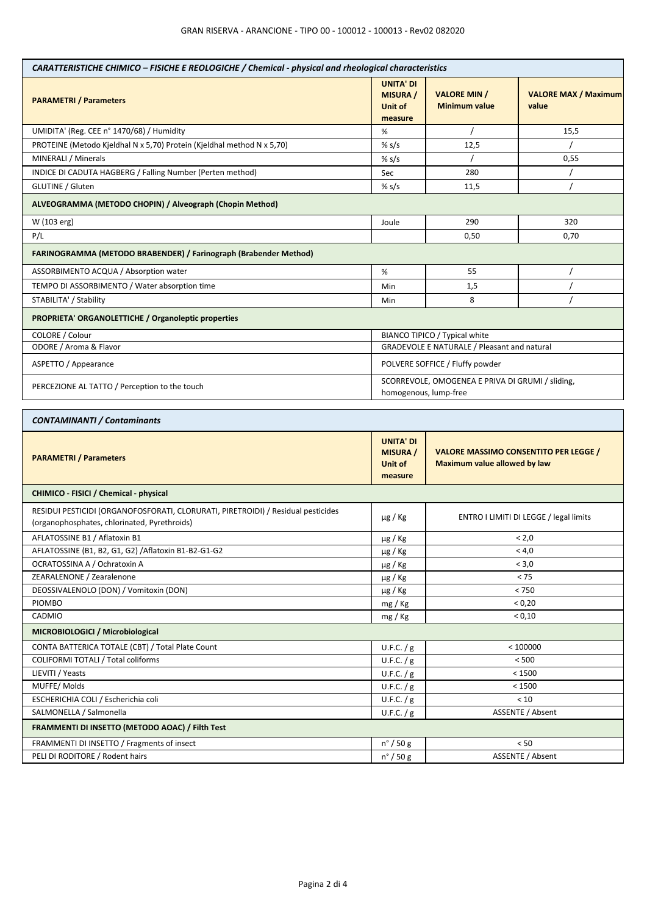| *CARATTERISTICHE CHIMICO – FISICHE E REOLOGICHE / Chemical - physical and rheological characteristics* | | | |
|---|---|---|---|
| **PARAMETRI / Parameters** | **UNITA' DI MISURA / Unit of measure** | **VALORE MIN / Minimum value** | **VALORE MAX / Maximum value** |
| UMIDITA' (Reg. CEE n° 1470/68) / Humidity | % | / | 15,5 |
| PROTEINE (Metodo Kjeldhal N x 5,70) Protein (Kjeldhal method N x 5,70) | % s/s | 12,5 | / |
| MINERALI / Minerals | % s/s | / | 0,55 |
| INDICE DI CADUTA HAGBERG / Falling Number (Perten method) | Sec | 280 | / |
| GLUTINE / Gluten | % s/s | 11,5 | / |
| **ALVEOGRAMMA (METODO CHOPIN) / Alveograph (Chopin Method)** | | | |
| W (103 erg) | Joule | 290 | 320 |
| P/L | | 0,50 | 0,70 |
| **FARINOGRAMMA (METODO BRABENDER) / Farinograph (Brabender Method)** | | | |
| ASSORBIMENTO ACQUA / Absorption water | % | 55 | / |
| TEMPO DI ASSORBIMENTO / Water absorption time | Min | 1,5 | / |
| STABILITA' / Stability | Min | 8 | / |
| **PROPRIETA' ORGANOLETTICHE / Organoleptic properties** | | | |
| COLORE / Colour | BIANCO TIPICO / Typical white | | |
| ODORE / Aroma & Flavor | GRADEVOLE E NATURALE / Pleasant and natural | | |
| ASPETTO / Appearance | POLVERE SOFFICE / Fluffy powder | | |
| PERCEZIONE AL TATTO / Perception to the touch | SCORREVOLE, OMOGENEA E PRIVA DI GRUMI / sliding, homogenous, lump-free | | |

| *CONTAMINANTI / Contaminants* | | |
|---|---|---|
| **PARAMETRI / Parameters** | **UNITA' DI MISURA / Unit of measure** | **VALORE MASSIMO CONSENTITO PER LEGGE / Maximum value allowed by law** |
| **CHIMICO - FISICI / Chemical - physical** | | |
| RESIDUI PESTICIDI (ORGANOFOSFORATI, CLORURATI, PIRETROIDI) / Residual pesticides (organophosphates, chlorinated, Pyrethroids) | µg / Kg | ENTRO I LIMITI DI LEGGE / legal limits |
| AFLATOSSINE B1 / Aflatoxin B1 | µg / Kg | < 2,0 |
| AFLATOSSINE (B1, B2, G1, G2) /Aflatoxin B1-B2-G1-G2 | µg / Kg | < 4,0 |
| OCRATOSSINA A / Ochratoxin A | µg / Kg | < 3,0 |
| ZEARALENONE / Zearalenone | µg / Kg | < 75 |
| DEOSSIVALENOLO (DON) / Vomitoxin (DON) | µg / Kg | < 750 |
| PIOMBO | mg / Kg | < 0,20 |
| CADMIO | mg / Kg | < 0,10 |
| **MICROBIOLOGICI / Microbiological** | | |
| CONTA BATTERICA TOTALE (CBT) / Total Plate Count | U.F.C. / g | < 100000 |
| COLIFORMI TOTALI / Total coliforms | U.F.C. / g | < 500 |
| LIEVITI / Yeasts | U.F.C. / g | < 1500 |
| MUFFE/ Molds | U.F.C. / g | < 1500 |
| ESCHERICHIA COLI / Escherichia coli | U.F.C. / g | < 10 |
| SALMONELLA / Salmonella | U.F.C. / g | ASSENTE / Absent |
| **FRAMMENTI DI INSETTO (METODO AOAC) / Filth Test** | | |
| FRAMMENTI DI INSETTO / Fragments of insect | n° / 50 g | < 50 |
| PELI DI RODITORE / Rodent hairs | n° / 50 g | ASSENTE / Absent |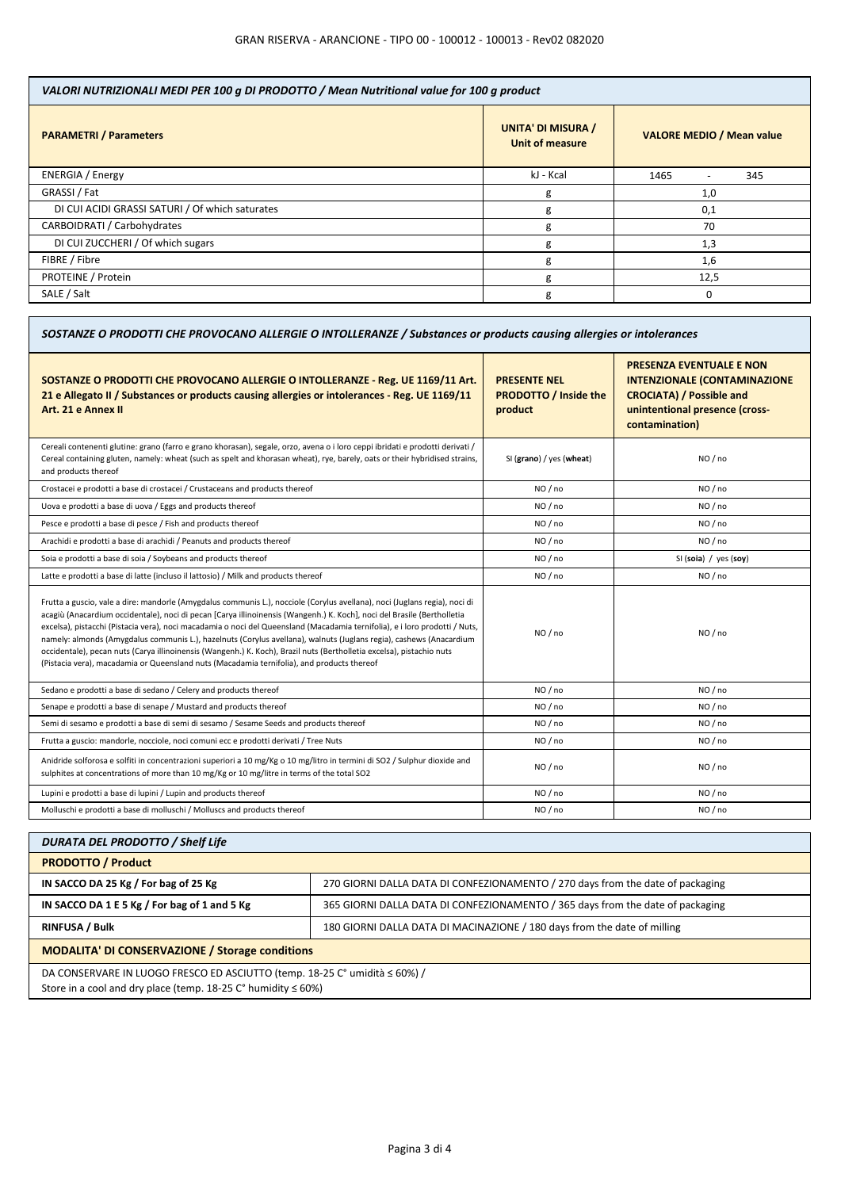| *VALORI NUTRIZIONALI MEDI PER 100 g DI PRODOTTO / Mean Nutritional value for 100 g product* | | |
|---|---|---|
| **PARAMETRI / Parameters** | **UNITA' DI MISURA / Unit of measure** | **VALORE MEDIO / Mean value** |
| ENERGIA / Energy | kJ - Kcal | 1465 - 345 |
| GRASSI / Fat | g | 1,0 |
| DI CUI ACIDI GRASSI SATURI / Of which saturates | g | 0,1 |
| CARBOIDRATI / Carbohydrates | g | 70 |
| DI CUI ZUCCHERI / Of which sugars | g | 1,3 |
| FIBRE / Fibre | g | 1,6 |
| PROTEINE / Protein | g | 12,5 |
| SALE / Salt | g | 0 |

| *SOSTANZE O PRODOTTI CHE PROVOCANO ALLERGIE O INTOLLERANZE / Substances or products causing allergies or intolerances* | | |
|---|---|---|
| **SOSTANZE O PRODOTTI CHE PROVOCANO ALLERGIE O INTOLLERANZE - Reg. UE 1169/11 Art. 21 e Allegato II / Substances or products causing allergies or intolerances - Reg. UE 1169/11 Art. 21 e Annex II** | **PRESENTE NEL PRODOTTO / Inside the product** | **PRESENZA EVENTUALE E NON INTENZIONALE (CONTAMINAZIONE CROCIATA) / Possible and unintentional presence (cross-contamination)** |
| Cereali contenenti glutine: grano (farro e grano khorasan), segale, orzo, avena o i loro ceppi ibridati e prodotti derivati / Cereal containing gluten, namely: wheat (such as spelt and khorasan wheat), rye, barely, oats or their hybridised strains, and products thereof | SI (**grano**) / yes (**wheat**) | NO / no |
| Crostacei e prodotti a base di crostacei / Crustaceans and products thereof | NO / no | NO / no |
| Uova e prodotti a base di uova / Eggs and products thereof | NO / no | NO / no |
| Pesce e prodotti a base di pesce / Fish and products thereof | NO / no | NO / no |
| Arachidi e prodotti a base di arachidi / Peanuts and products thereof | NO / no | NO / no |
| Soia e prodotti a base di soia / Soybeans and products thereof | NO / no | SI (**soia**) / yes (**soy**) |
| Latte e prodotti a base di latte (incluso il lattosio) / Milk and products thereof | NO / no | NO / no |
| Frutta a guscio, vale a dire: mandorle (Amygdalus communis L.), nocciole (Corylus avellana), noci (Juglans regia), noci di acagiù (Anacardium occidentale), noci di pecan [Carya illinoinensis (Wangenh.) K. Koch], noci del Brasile (Bertholletia excelsa), pistacchi (Pistacia vera), noci macadamia o noci del Queensland (Macadamia ternifolia), e i loro prodotti / Nuts, namely: almonds (Amygdalus communis L.), hazelnuts (Corylus avellana), walnuts (Juglans regia), cashews (Anacardium occidentale), pecan nuts (Carya illinoinensis (Wangenh.) K. Koch), Brazil nuts (Bertholletia excelsa), pistachio nuts (Pistacia vera), macadamia or Queensland nuts (Macadamia ternifolia), and products thereof | NO / no | NO / no |
| Sedano e prodotti a base di sedano / Celery and products thereof | NO / no | NO / no |
| Senape e prodotti a base di senape / Mustard and products thereof | NO / no | NO / no |
| Semi di sesamo e prodotti a base di semi di sesamo / Sesame Seeds and products thereof | NO / no | NO / no |
| Frutta a guscio: mandorle, nocciole, noci comuni ecc e prodotti derivati / Tree Nuts | NO / no | NO / no |
| Anidride solforosa e solfiti in concentrazioni superiori a 10 mg/Kg o 10 mg/litro in termini di SO2 / Sulphur dioxide and sulphites at concentrations of more than 10 mg/Kg or 10 mg/litre in terms of the total SO2 | NO / no | NO / no |
| Lupini e prodotti a base di lupini / Lupin and products thereof | NO / no | NO / no |
| Molluschi e prodotti a base di molluschi / Molluscs and products thereof | NO / no | NO / no |

| *DURATA DEL PRODOTTO / Shelf Life* | |
|---|---|
| **PRODOTTO / Product** | |
| **IN SACCO DA 25 Kg / For bag of 25 Kg** | 270 GIORNI DALLA DATA DI CONFEZIONAMENTO / 270 days from the date of packaging |
| **IN SACCO DA 1 E 5 Kg / For bag of 1 and 5 Kg** | 365 GIORNI DALLA DATA DI CONFEZIONAMENTO / 365 days from the date of packaging |
| **RINFUSA / Bulk** | 180 GIORNI DALLA DATA DI MACINAZIONE / 180 days from the date of milling |
| **MODALITA' DI CONSERVAZIONE / Storage conditions** | |
| DA CONSERVARE IN LUOGO FRESCO ED ASCIUTTO (temp. 18-25 C° umidità ≤ 60%) / Store in a cool and dry place (temp. 18-25 C° humidity ≤ 60%) | |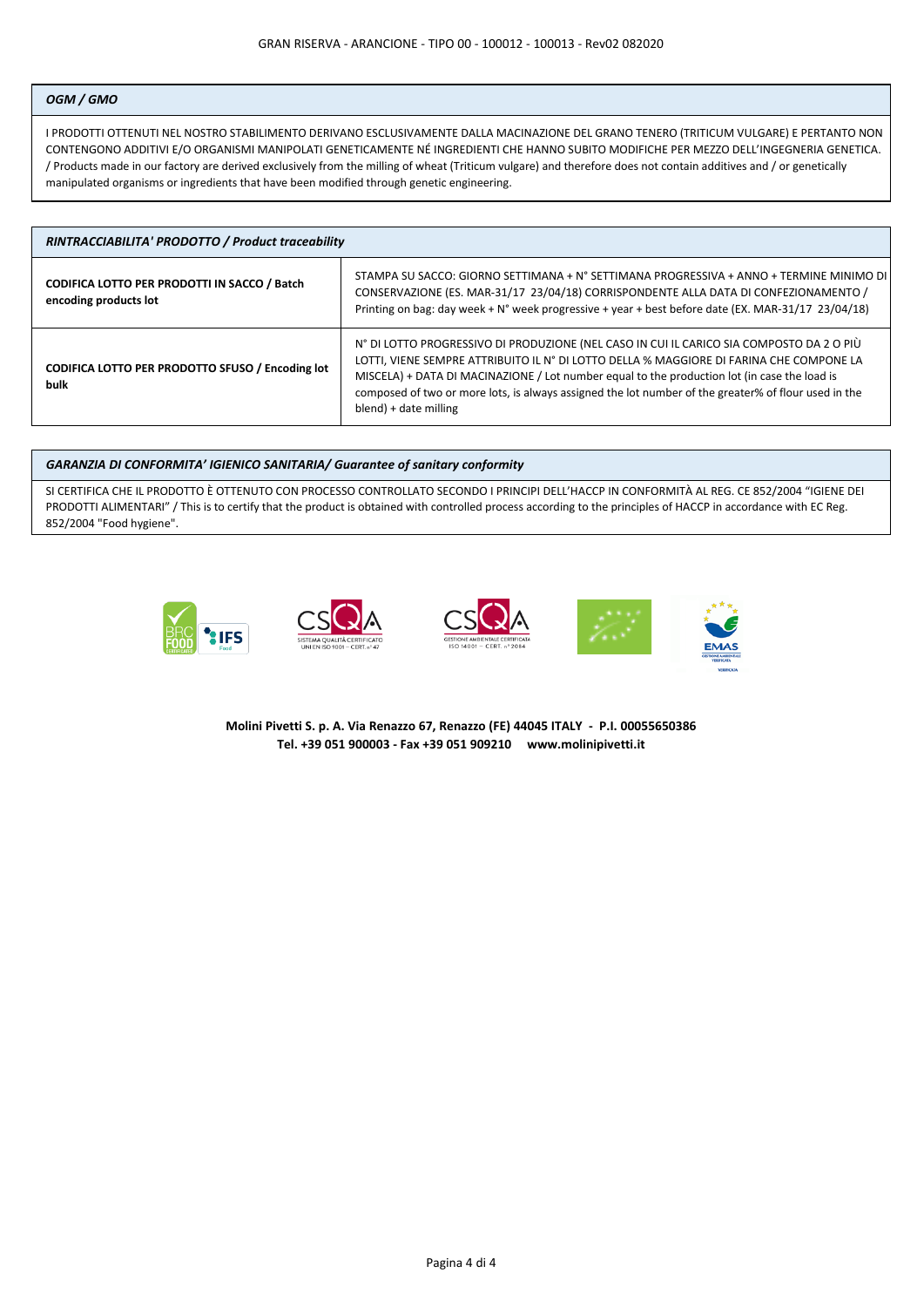## *OGM / GMO*

I PRODOTTI OTTENUTI NEL NOSTRO STABILIMENTO DERIVANO ESCLUSIVAMENTE DALLA MACINAZIONE DEL GRANO TENERO (TRITICUM VULGARE) E PERTANTO NON CONTENGONO ADDITIVI E/O ORGANISMI MANIPOLATI GENETICAMENTE NÉ INGREDIENTI CHE HANNO SUBITO MODIFICHE PER MEZZO DELL'INGEGNERIA GENETICA. / Products made in our factory are derived exclusively from the milling of wheat (Triticum vulgare) and therefore does not contain additives and / or genetically manipulated organisms or ingredients that have been modified through genetic engineering.

## *RINTRACCIABILITA' PRODOTTO / Product traceability*

| | |
|---|---|
| **CODIFICA LOTTO PER PRODOTTI IN SACCO / Batch encoding products lot** | STAMPA SU SACCO: GIORNO SETTIMANA + N° SETTIMANA PROGRESSIVA + ANNO + TERMINE MINIMO DI CONSERVAZIONE (ES. MAR-31/17 23/04/18) CORRISPONDENTE ALLA DATA DI CONFEZIONAMENTO / Printing on bag: day week + N° week progressive + year + best before date (EX. MAR-31/17 23/04/18) |
| **CODIFICA LOTTO PER PRODOTTO SFUSO / Encoding lot bulk** | N° DI LOTTO PROGRESSIVO DI PRODUZIONE (NEL CASO IN CUI IL CARICO SIA COMPOSTO DA 2 O PIÙ LOTTI, VIENE SEMPRE ATTRIBUITO IL N° DI LOTTO DELLA % MAGGIORE DI FARINA CHE COMPONE LA MISCELA) + DATA DI MACINAZIONE / Lot number equal to the production lot (in case the load is composed of two or more lots, is always assigned the lot number of the greater% of flour used in the blend) + date milling |

## *GARANZIA DI CONFORMITA' IGIENICO SANITARIA/ Guarantee of sanitary conformity*

SI CERTIFICA CHE IL PRODOTTO È OTTENUTO CON PROCESSO CONTROLLATO SECONDO I PRINCIPI DELL'HACCP IN CONFORMITÀ AL REG. CE 852/2004 "IGIENE DEI PRODOTTI ALIMENTARI" / This is to certify that the product is obtained with controlled process according to the principles of HACCP in accordance with EC Reg. 852/2004 "Food hygiene".

BRC FOOD CERTIFICATED · IFS Food · CSQA SISTEMA QUALITÀ CERTIFICATO UNI EN ISO 9001 – CERT. n° 47 · CSQA GESTIONE AMBIENTALE CERTIFICATA ISO 14001 – CERT. n° 2084 · EMAS

**Molini Pivetti S. p. A. Via Renazzo 67, Renazzo (FE) 44045 ITALY - P.I. 00055650386**
**Tel. +39 051 900003 - Fax +39 051 909210 www.molinipivetti.it**